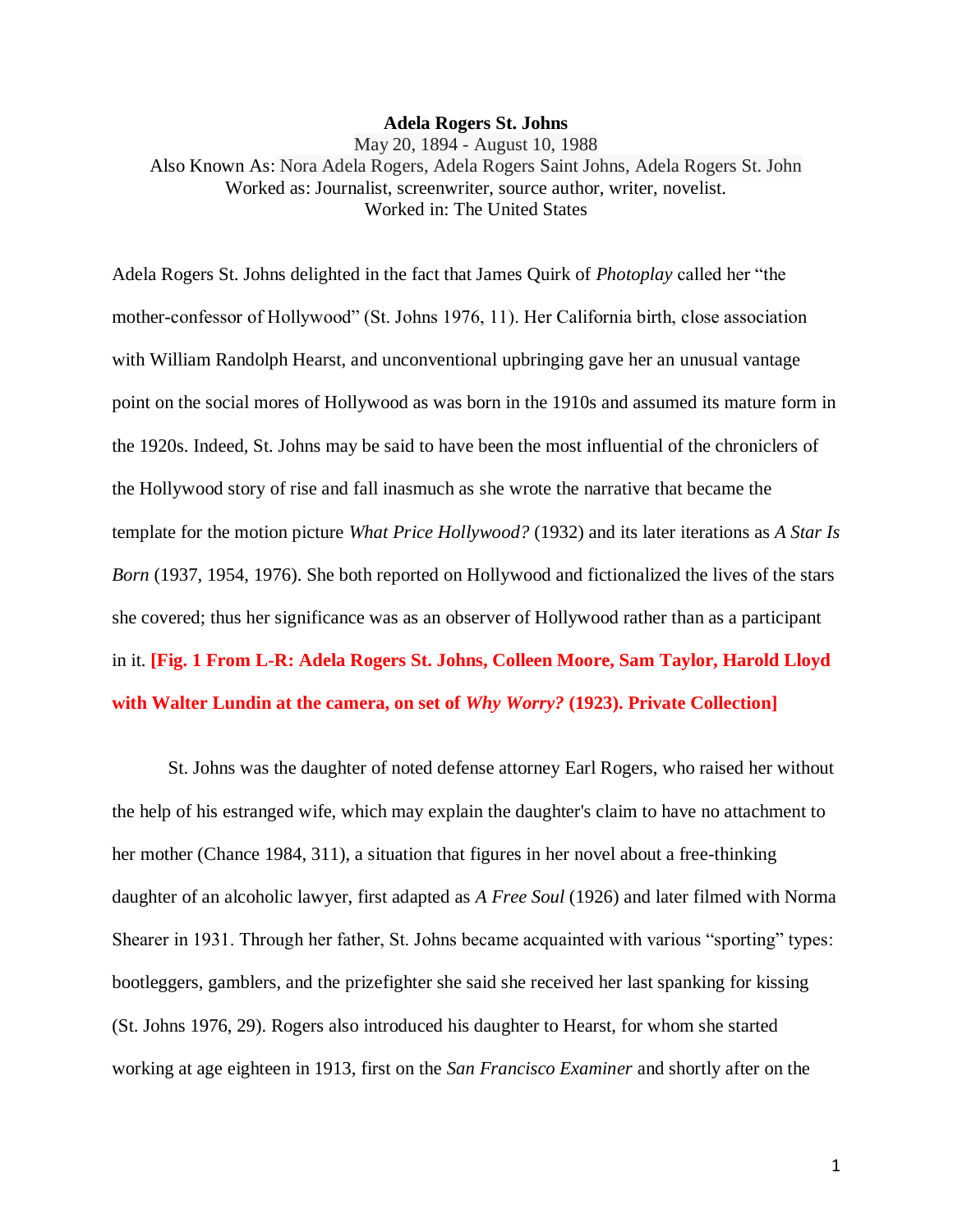# Adela Rogers St. Johns

May 20, 1894 - August 10, 1988
Also Known As: Nora Adela Rogers, Adela Rogers Saint Johns, Adela Rogers St. John
Worked as: Journalist, screenwriter, source author, writer, novelist.
Worked in: The United States

Adela Rogers St. Johns delighted in the fact that James Quirk of *Photoplay* called her "the mother-confessor of Hollywood" (St. Johns 1976, 11). Her California birth, close association with William Randolph Hearst, and unconventional upbringing gave her an unusual vantage point on the social mores of Hollywood as was born in the 1910s and assumed its mature form in the 1920s. Indeed, St. Johns may be said to have been the most influential of the chroniclers of the Hollywood story of rise and fall inasmuch as she wrote the narrative that became the template for the motion picture *What Price Hollywood?* (1932) and its later iterations as *A Star Is Born* (1937, 1954, 1976). She both reported on Hollywood and fictionalized the lives of the stars she covered; thus her significance was as an observer of Hollywood rather than as a participant in it. **[Fig. 1 From L-R: Adela Rogers St. Johns, Colleen Moore, Sam Taylor, Harold Lloyd with Walter Lundin at the camera, on set of *Why Worry?* (1923). Private Collection]**

St. Johns was the daughter of noted defense attorney Earl Rogers, who raised her without the help of his estranged wife, which may explain the daughter's claim to have no attachment to her mother (Chance 1984, 311), a situation that figures in her novel about a free-thinking daughter of an alcoholic lawyer, first adapted as *A Free Soul* (1926) and later filmed with Norma Shearer in 1931. Through her father, St. Johns became acquainted with various "sporting" types: bootleggers, gamblers, and the prizefighter she said she received her last spanking for kissing (St. Johns 1976, 29). Rogers also introduced his daughter to Hearst, for whom she started working at age eighteen in 1913, first on the *San Francisco Examiner* and shortly after on the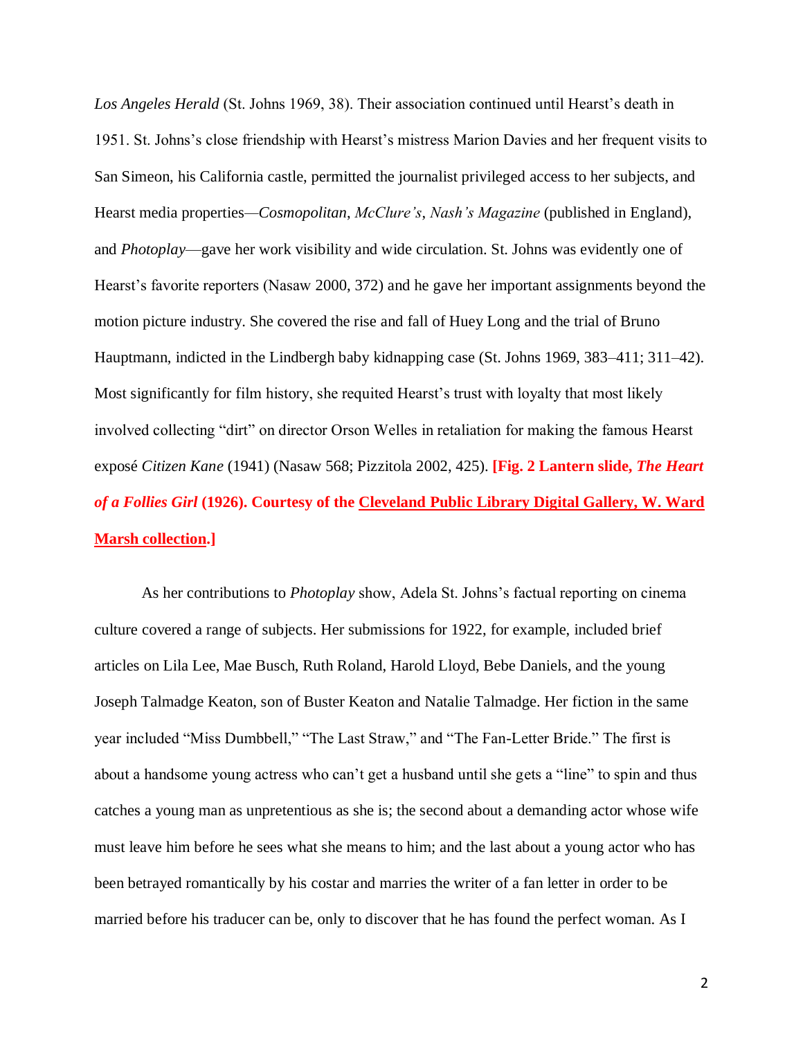*Los Angeles Herald* (St. Johns 1969, 38). Their association continued until Hearst's death in 1951. St. Johns's close friendship with Hearst's mistress Marion Davies and her frequent visits to San Simeon, his California castle, permitted the journalist privileged access to her subjects, and Hearst media properties—*Cosmopolitan*, *McClure's*, *Nash's Magazine* (published in England), and *Photoplay*—gave her work visibility and wide circulation. St. Johns was evidently one of Hearst's favorite reporters (Nasaw 2000, 372) and he gave her important assignments beyond the motion picture industry. She covered the rise and fall of Huey Long and the trial of Bruno Hauptmann, indicted in the Lindbergh baby kidnapping case (St. Johns 1969, 383–411; 311–42). Most significantly for film history, she requited Hearst's trust with loyalty that most likely involved collecting "dirt" on director Orson Welles in retaliation for making the famous Hearst exposé *Citizen Kane* (1941) (Nasaw 568; Pizzitola 2002, 425). **[Fig. 2 Lantern slide, *The Heart of a Follies Girl* (1926). Courtesy of the Cleveland Public Library Digital Gallery, W. Ward Marsh collection.]**

As her contributions to *Photoplay* show, Adela St. Johns's factual reporting on cinema culture covered a range of subjects. Her submissions for 1922, for example, included brief articles on Lila Lee, Mae Busch, Ruth Roland, Harold Lloyd, Bebe Daniels, and the young Joseph Talmadge Keaton, son of Buster Keaton and Natalie Talmadge. Her fiction in the same year included "Miss Dumbbell," "The Last Straw," and "The Fan-Letter Bride." The first is about a handsome young actress who can't get a husband until she gets a "line" to spin and thus catches a young man as unpretentious as she is; the second about a demanding actor whose wife must leave him before he sees what she means to him; and the last about a young actor who has been betrayed romantically by his costar and marries the writer of a fan letter in order to be married before his traducer can be, only to discover that he has found the perfect woman. As I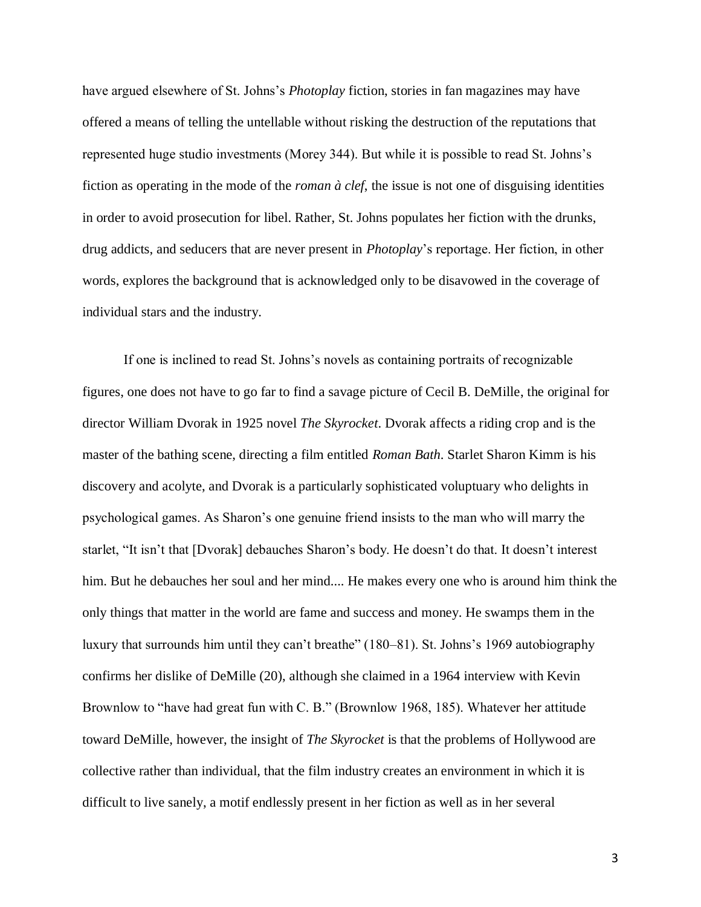have argued elsewhere of St. Johns's *Photoplay* fiction, stories in fan magazines may have offered a means of telling the untellable without risking the destruction of the reputations that represented huge studio investments (Morey 344). But while it is possible to read St. Johns's fiction as operating in the mode of the *roman à clef*, the issue is not one of disguising identities in order to avoid prosecution for libel. Rather, St. Johns populates her fiction with the drunks, drug addicts, and seducers that are never present in *Photoplay*'s reportage. Her fiction, in other words, explores the background that is acknowledged only to be disavowed in the coverage of individual stars and the industry.

If one is inclined to read St. Johns's novels as containing portraits of recognizable figures, one does not have to go far to find a savage picture of Cecil B. DeMille, the original for director William Dvorak in 1925 novel *The Skyrocket*. Dvorak affects a riding crop and is the master of the bathing scene, directing a film entitled *Roman Bath*. Starlet Sharon Kimm is his discovery and acolyte, and Dvorak is a particularly sophisticated voluptuary who delights in psychological games. As Sharon's one genuine friend insists to the man who will marry the starlet, "It isn't that [Dvorak] debauches Sharon's body. He doesn't do that. It doesn't interest him. But he debauches her soul and her mind.... He makes every one who is around him think the only things that matter in the world are fame and success and money. He swamps them in the luxury that surrounds him until they can't breathe" (180–81). St. Johns's 1969 autobiography confirms her dislike of DeMille (20), although she claimed in a 1964 interview with Kevin Brownlow to "have had great fun with C. B." (Brownlow 1968, 185). Whatever her attitude toward DeMille, however, the insight of *The Skyrocket* is that the problems of Hollywood are collective rather than individual, that the film industry creates an environment in which it is difficult to live sanely, a motif endlessly present in her fiction as well as in her several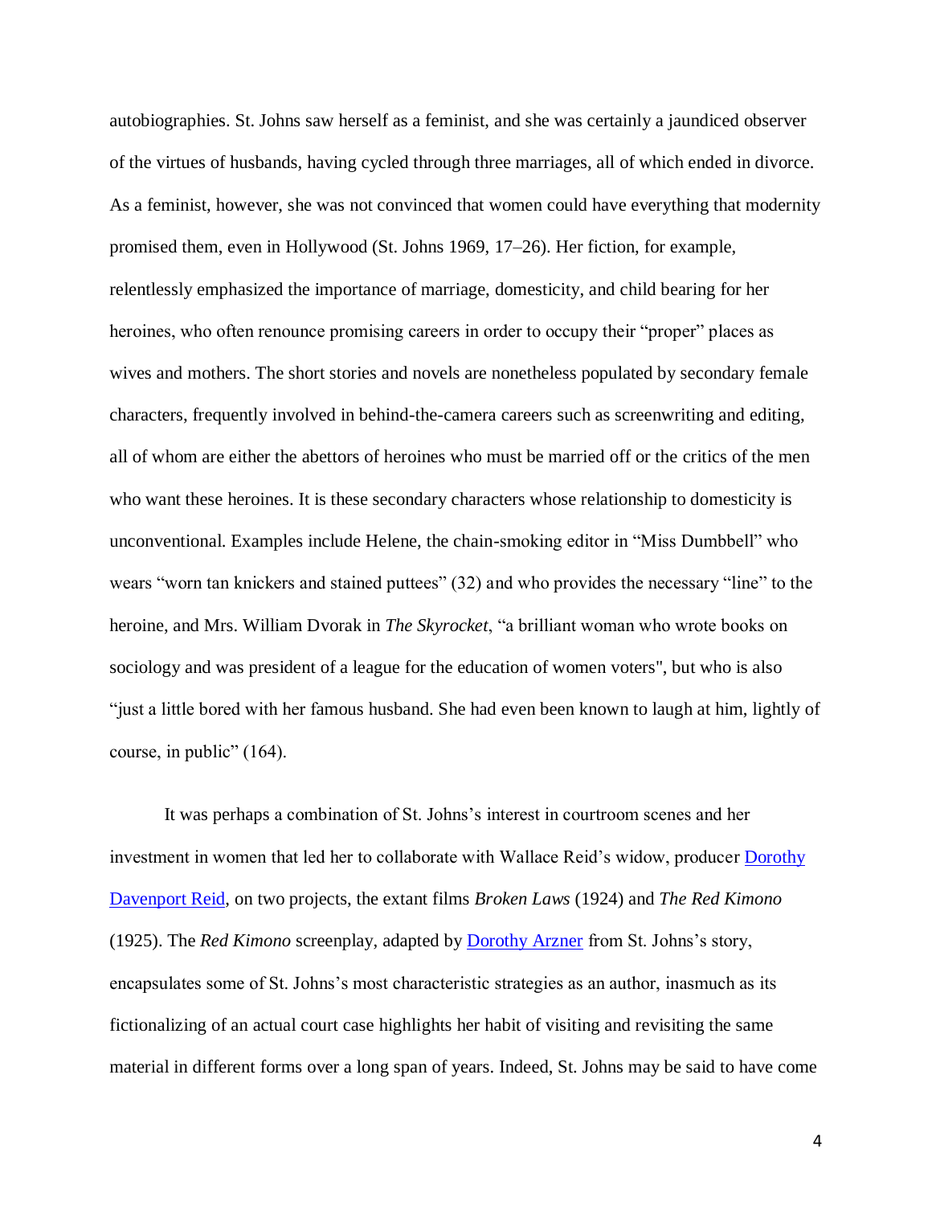autobiographies. St. Johns saw herself as a feminist, and she was certainly a jaundiced observer of the virtues of husbands, having cycled through three marriages, all of which ended in divorce. As a feminist, however, she was not convinced that women could have everything that modernity promised them, even in Hollywood (St. Johns 1969, 17–26). Her fiction, for example, relentlessly emphasized the importance of marriage, domesticity, and child bearing for her heroines, who often renounce promising careers in order to occupy their "proper" places as wives and mothers. The short stories and novels are nonetheless populated by secondary female characters, frequently involved in behind-the-camera careers such as screenwriting and editing, all of whom are either the abettors of heroines who must be married off or the critics of the men who want these heroines. It is these secondary characters whose relationship to domesticity is unconventional. Examples include Helene, the chain-smoking editor in "Miss Dumbbell" who wears "worn tan knickers and stained puttees" (32) and who provides the necessary "line" to the heroine, and Mrs. William Dvorak in *The Skyrocket*, "a brilliant woman who wrote books on sociology and was president of a league for the education of women voters", but who is also "just a little bored with her famous husband. She had even been known to laugh at him, lightly of course, in public" (164).

It was perhaps a combination of St. Johns's interest in courtroom scenes and her investment in women that led her to collaborate with Wallace Reid's widow, producer Dorothy Davenport Reid, on two projects, the extant films *Broken Laws* (1924) and *The Red Kimono* (1925). The *Red Kimono* screenplay, adapted by Dorothy Arzner from St. Johns's story, encapsulates some of St. Johns's most characteristic strategies as an author, inasmuch as its fictionalizing of an actual court case highlights her habit of visiting and revisiting the same material in different forms over a long span of years. Indeed, St. Johns may be said to have come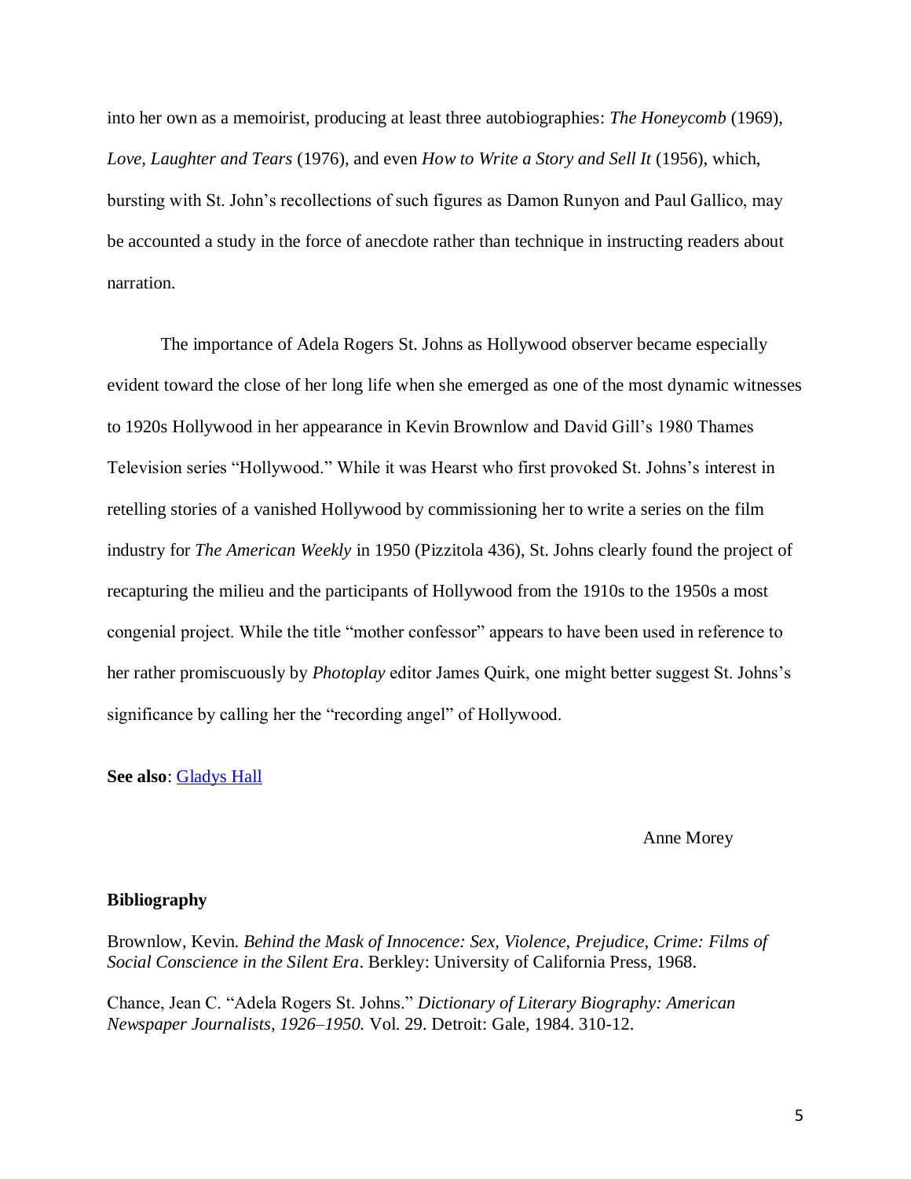into her own as a memoirist, producing at least three autobiographies: *The Honeycomb* (1969), *Love, Laughter and Tears* (1976), and even *How to Write a Story and Sell It* (1956), which, bursting with St. John's recollections of such figures as Damon Runyon and Paul Gallico, may be accounted a study in the force of anecdote rather than technique in instructing readers about narration.

The importance of Adela Rogers St. Johns as Hollywood observer became especially evident toward the close of her long life when she emerged as one of the most dynamic witnesses to 1920s Hollywood in her appearance in Kevin Brownlow and David Gill's 1980 Thames Television series "Hollywood." While it was Hearst who first provoked St. Johns's interest in retelling stories of a vanished Hollywood by commissioning her to write a series on the film industry for *The American Weekly* in 1950 (Pizzitola 436), St. Johns clearly found the project of recapturing the milieu and the participants of Hollywood from the 1910s to the 1950s a most congenial project. While the title "mother confessor" appears to have been used in reference to her rather promiscuously by *Photoplay* editor James Quirk, one might better suggest St. Johns's significance by calling her the "recording angel" of Hollywood.

**See also**: [Gladys Hall]

Anne Morey

## Bibliography

Brownlow, Kevin. *Behind the Mask of Innocence: Sex, Violence, Prejudice, Crime: Films of Social Conscience in the Silent Era*. Berkley: University of California Press, 1968.

Chance, Jean C. "Adela Rogers St. Johns." *Dictionary of Literary Biography: American Newspaper Journalists, 1926–1950.* Vol. 29. Detroit: Gale, 1984. 310-12.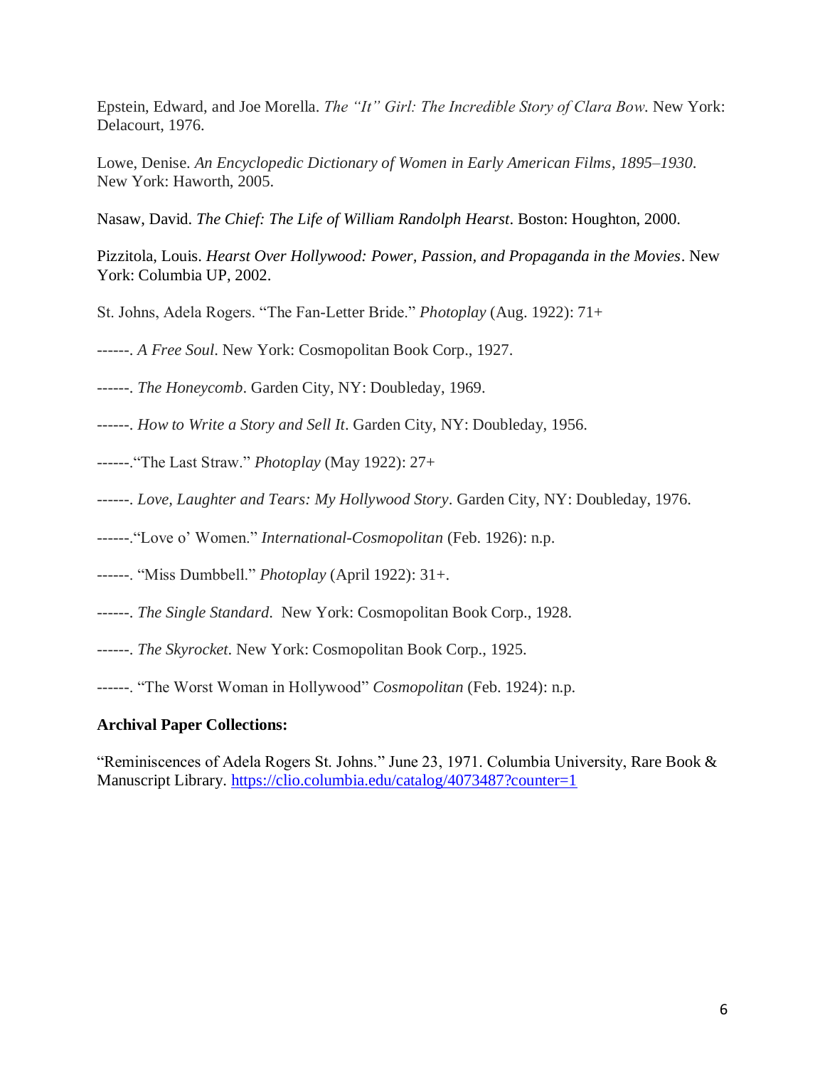Epstein, Edward, and Joe Morella. *The "It" Girl: The Incredible Story of Clara Bow*. New York: Delacourt, 1976.

Lowe, Denise. *An Encyclopedic Dictionary of Women in Early American Films, 1895–1930*. New York: Haworth, 2005.

Nasaw, David. *The Chief: The Life of William Randolph Hearst*. Boston: Houghton, 2000.

Pizzitola, Louis. *Hearst Over Hollywood: Power, Passion, and Propaganda in the Movies*. New York: Columbia UP, 2002.

St. Johns, Adela Rogers. "The Fan-Letter Bride." *Photoplay* (Aug. 1922): 71+

------. *A Free Soul*. New York: Cosmopolitan Book Corp., 1927.

------. *The Honeycomb*. Garden City, NY: Doubleday, 1969.

------. *How to Write a Story and Sell It*. Garden City, NY: Doubleday, 1956.

------."The Last Straw." *Photoplay* (May 1922): 27+

------. *Love, Laughter and Tears: My Hollywood Story*. Garden City, NY: Doubleday, 1976.

------."Love o' Women." *International-Cosmopolitan* (Feb. 1926): n.p.

------. "Miss Dumbbell." *Photoplay* (April 1922): 31+.

------. *The Single Standard*. New York: Cosmopolitan Book Corp., 1928.

------. *The Skyrocket*. New York: Cosmopolitan Book Corp., 1925.

------. "The Worst Woman in Hollywood" *Cosmopolitan* (Feb. 1924): n.p.

**Archival Paper Collections:**

"Reminiscences of Adela Rogers St. Johns." June 23, 1971. Columbia University, Rare Book & Manuscript Library. https://clio.columbia.edu/catalog/4073487?counter=1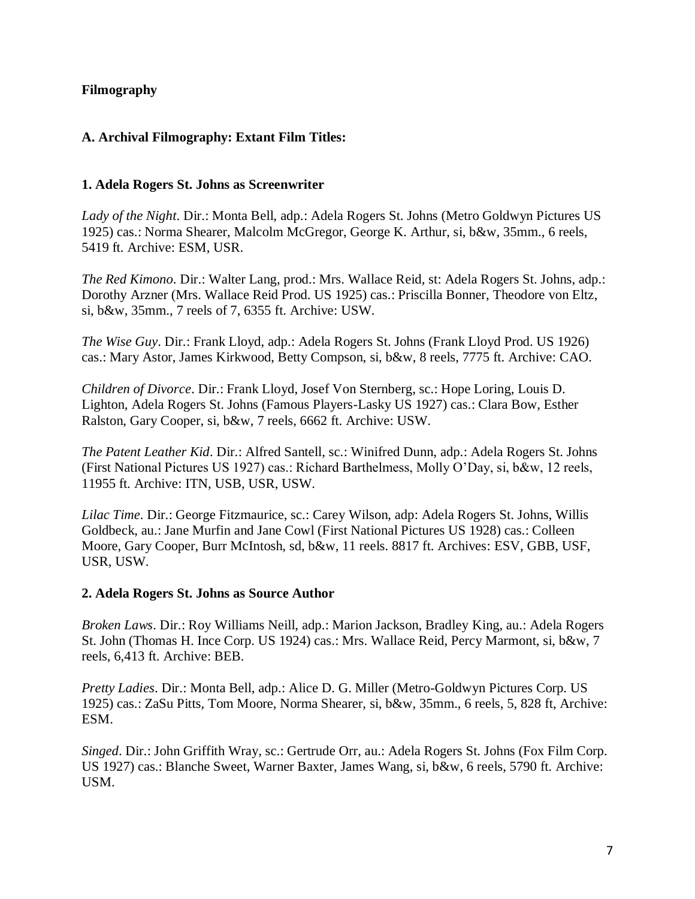**Filmography**

**A. Archival Filmography: Extant Film Titles:**

**1. Adela Rogers St. Johns as Screenwriter**

*Lady of the Night*. Dir.: Monta Bell, adp.: Adela Rogers St. Johns (Metro Goldwyn Pictures US 1925) cas.: Norma Shearer, Malcolm McGregor, George K. Arthur, si, b&w, 35mm., 6 reels, 5419 ft. Archive: ESM, USR.

*The Red Kimono*. Dir.: Walter Lang, prod.: Mrs. Wallace Reid, st: Adela Rogers St. Johns, adp.: Dorothy Arzner (Mrs. Wallace Reid Prod. US 1925) cas.: Priscilla Bonner, Theodore von Eltz, si, b&w, 35mm., 7 reels of 7, 6355 ft. Archive: USW.

*The Wise Guy*. Dir.: Frank Lloyd, adp.: Adela Rogers St. Johns (Frank Lloyd Prod. US 1926) cas.: Mary Astor, James Kirkwood, Betty Compson, si, b&w, 8 reels, 7775 ft. Archive: CAO.

*Children of Divorce*. Dir.: Frank Lloyd, Josef Von Sternberg, sc.: Hope Loring, Louis D. Lighton, Adela Rogers St. Johns (Famous Players-Lasky US 1927) cas.: Clara Bow, Esther Ralston, Gary Cooper, si, b&w, 7 reels, 6662 ft. Archive: USW.

*The Patent Leather Kid*. Dir.: Alfred Santell, sc.: Winifred Dunn, adp.: Adela Rogers St. Johns (First National Pictures US 1927) cas.: Richard Barthelmess, Molly O'Day, si, b&w, 12 reels, 11955 ft. Archive: ITN, USB, USR, USW.

*Lilac Time*. Dir.: George Fitzmaurice, sc.: Carey Wilson, adp: Adela Rogers St. Johns, Willis Goldbeck, au.: Jane Murfin and Jane Cowl (First National Pictures US 1928) cas.: Colleen Moore, Gary Cooper, Burr McIntosh, sd, b&w, 11 reels. 8817 ft. Archives: ESV, GBB, USF, USR, USW.

**2. Adela Rogers St. Johns as Source Author**

*Broken Laws*. Dir.: Roy Williams Neill, adp.: Marion Jackson, Bradley King, au.: Adela Rogers St. John (Thomas H. Ince Corp. US 1924) cas.: Mrs. Wallace Reid, Percy Marmont, si, b&w, 7 reels, 6,413 ft. Archive: BEB.

*Pretty Ladies*. Dir.: Monta Bell, adp.: Alice D. G. Miller (Metro-Goldwyn Pictures Corp. US 1925) cas.: ZaSu Pitts, Tom Moore, Norma Shearer, si, b&w, 35mm., 6 reels, 5, 828 ft, Archive: ESM.

*Singed*. Dir.: John Griffith Wray, sc.: Gertrude Orr, au.: Adela Rogers St. Johns (Fox Film Corp. US 1927) cas.: Blanche Sweet, Warner Baxter, James Wang, si, b&w, 6 reels, 5790 ft. Archive: USM.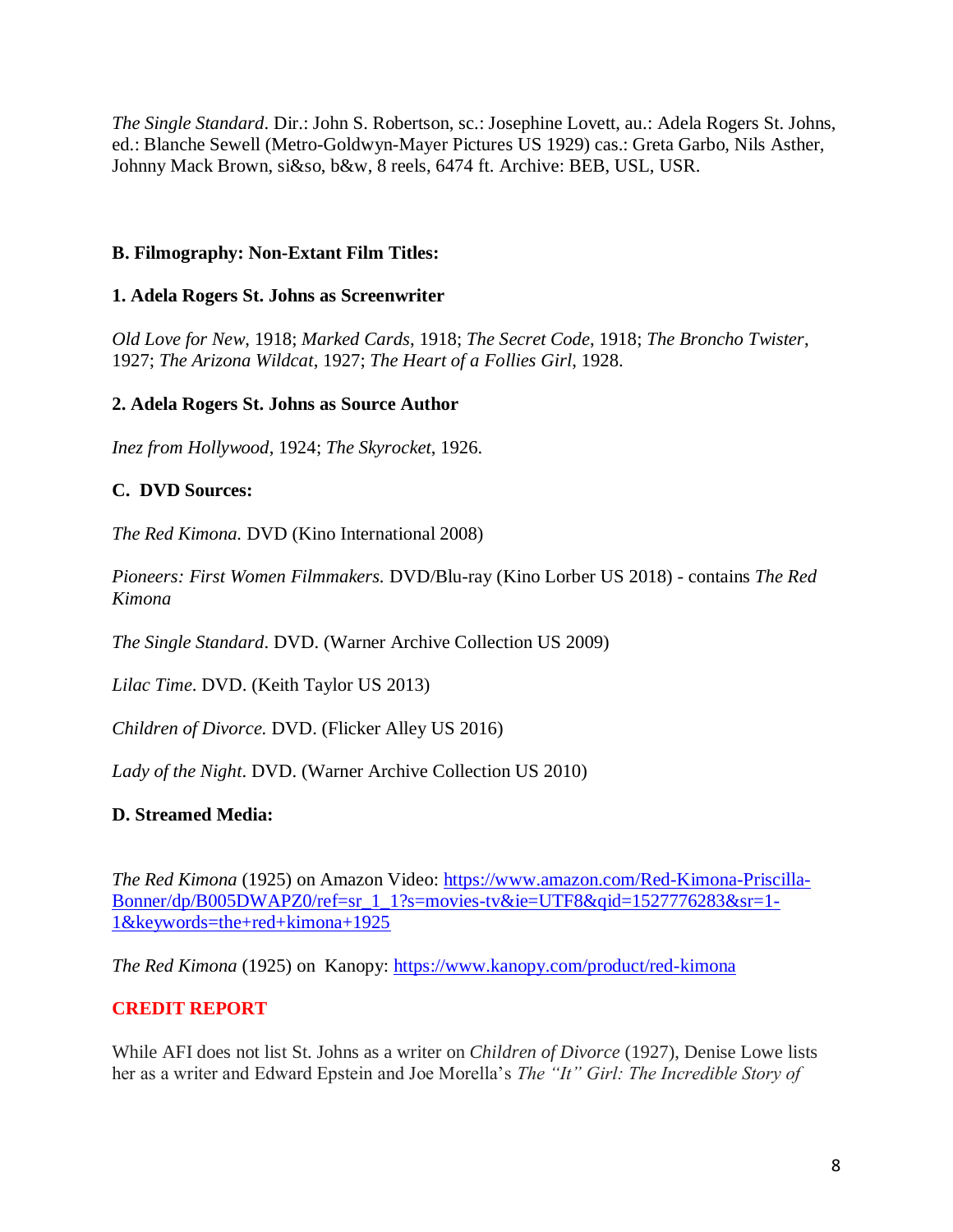*The Single Standard*. Dir.: John S. Robertson, sc.: Josephine Lovett, au.: Adela Rogers St. Johns, ed.: Blanche Sewell (Metro-Goldwyn-Mayer Pictures US 1929) cas.: Greta Garbo, Nils Asther, Johnny Mack Brown, si&so, b&w, 8 reels, 6474 ft. Archive: BEB, USL, USR.

## B. Filmography: Non-Extant Film Titles:

### 1. Adela Rogers St. Johns as Screenwriter

*Old Love for New*, 1918; *Marked Cards*, 1918; *The Secret Code*, 1918; *The Broncho Twister*, 1927; *The Arizona Wildcat*, 1927; *The Heart of a Follies Girl*, 1928.

### 2. Adela Rogers St. Johns as Source Author

*Inez from Hollywood*, 1924; *The Skyrocket*, 1926.

## C. DVD Sources:

*The Red Kimona.* DVD (Kino International 2008)

*Pioneers: First Women Filmmakers.* DVD/Blu-ray (Kino Lorber US 2018) - contains *The Red Kimona*

*The Single Standard*. DVD. (Warner Archive Collection US 2009)

*Lilac Time*. DVD. (Keith Taylor US 2013)

*Children of Divorce.* DVD. (Flicker Alley US 2016)

*Lady of the Night*. DVD. (Warner Archive Collection US 2010)

## D. Streamed Media:

*The Red Kimona* (1925) on Amazon Video: [https://www.amazon.com/Red-Kimona-Priscilla-Bonner/dp/B005DWAPZ0/ref=sr_1_1?s=movies-tv&ie=UTF8&qid=1527776283&sr=1-1&keywords=the+red+kimona+1925](https://www.amazon.com/Red-Kimona-Priscilla-Bonner/dp/B005DWAPZ0/ref=sr_1_1?s=movies-tv&ie=UTF8&qid=1527776283&sr=1-1&keywords=the+red+kimona+1925)

*The Red Kimona* (1925) on Kanopy: [https://www.kanopy.com/product/red-kimona](https://www.kanopy.com/product/red-kimona)

## CREDIT REPORT

While AFI does not list St. Johns as a writer on *Children of Divorce* (1927), Denise Lowe lists her as a writer and Edward Epstein and Joe Morella's *The "It" Girl: The Incredible Story of*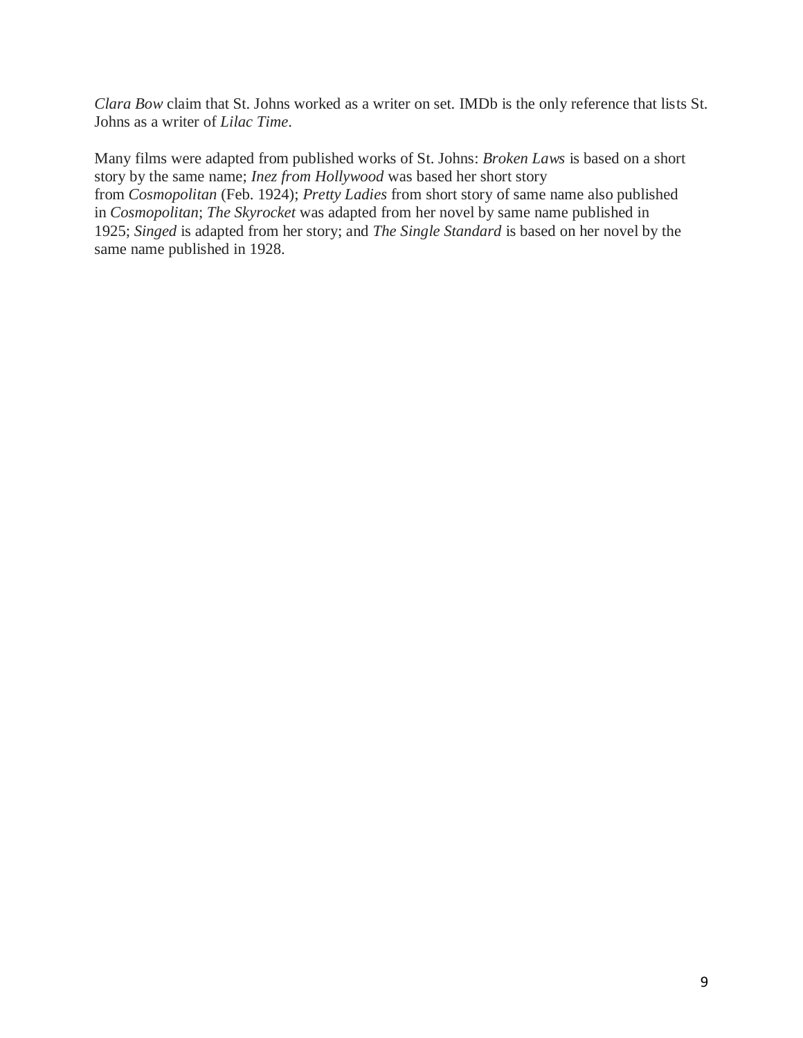*Clara Bow* claim that St. Johns worked as a writer on set. IMDb is the only reference that lists St. Johns as a writer of *Lilac Time*.

Many films were adapted from published works of St. Johns: *Broken Laws* is based on a short story by the same name; *Inez from Hollywood* was based her short story from *Cosmopolitan* (Feb. 1924); *Pretty Ladies* from short story of same name also published in *Cosmopolitan*; *The Skyrocket* was adapted from her novel by same name published in 1925; *Singed* is adapted from her story; and *The Single Standard* is based on her novel by the same name published in 1928.